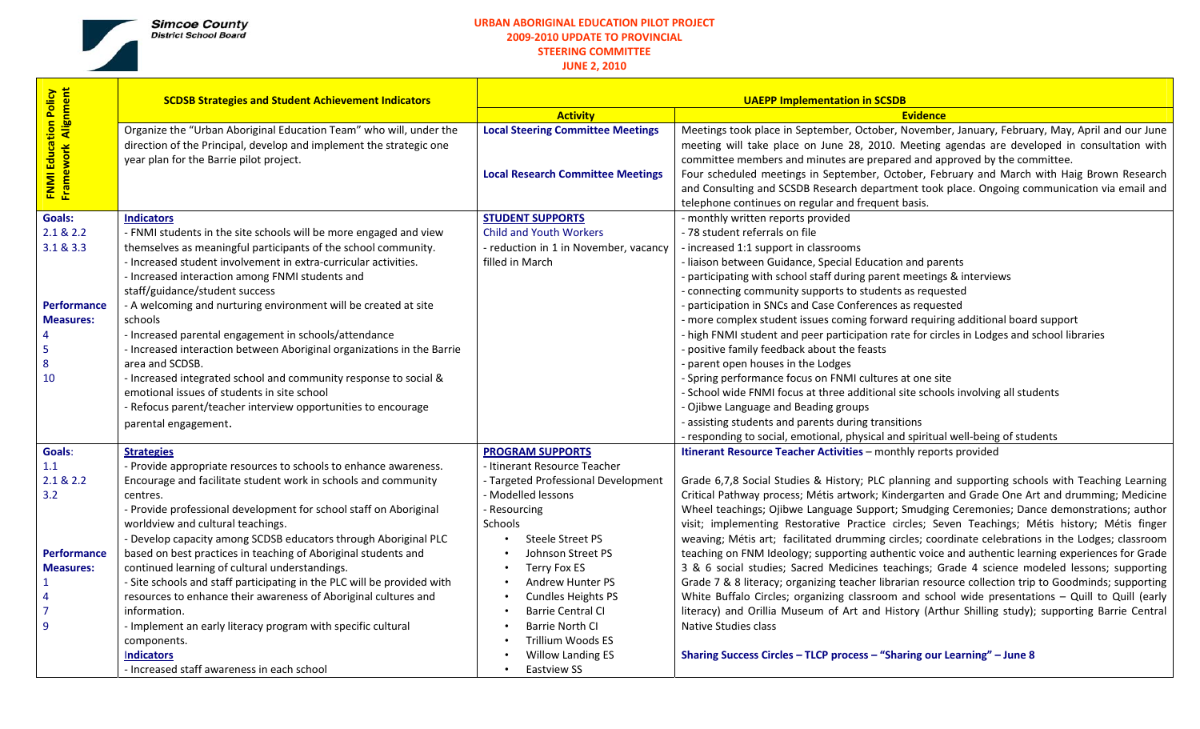Simcoe County
District School Board

# URBAN ABORIGINAL EDUCATION PILOT PROJECT
## 2009-2010 UPDATE TO PROVINCIAL STEERING COMMITTEE
## JUNE 2, 2010

| FNMI Education Policy Framework Alignment | SCDSB Strategies and Student Achievement Indicators | UAEPP Implementation in SCSDB | |
|---|---|---|---|
| | | **Activity** | **Evidence** |
| | Organize the "Urban Aboriginal Education Team" who will, under the direction of the Principal, develop and implement the strategic one year plan for the Barrie pilot project. | **Local Steering Committee Meetings**<br><br>**Local Research Committee Meetings** | Meetings took place in September, October, November, January, February, May, April and our June meeting will take place on June 28, 2010. Meeting agendas are developed in consultation with committee members and minutes are prepared and approved by the committee.<br>Four scheduled meetings in September, October, February and March with Haig Brown Research and Consulting and SCSDB Research department took place. Ongoing communication via email and telephone continues on regular and frequent basis. |
| **Goals:**<br>2.1 & 2.2<br>3.1 & 3.3<br><br>**Performance Measures:**<br>4<br>5<br>8<br>10 | **Indicators**<br>- FNMI students in the site schools will be more engaged and view themselves as meaningful participants of the school community.<br>- Increased student involvement in extra-curricular activities.<br>- Increased interaction among FNMI students and staff/guidance/student success<br>- A welcoming and nurturing environment will be created at site schools<br>- Increased parental engagement in schools/attendance<br>- Increased interaction between Aboriginal organizations in the Barrie area and SCDSB.<br>- Increased integrated school and community response to social & emotional issues of students in site school<br>- Refocus parent/teacher interview opportunities to encourage parental engagement. | **STUDENT SUPPORTS**<br>Child and Youth Workers<br>- reduction in 1 in November, vacancy filled in March | - monthly written reports provided<br>- 78 student referrals on file<br>- increased 1:1 support in classrooms<br>- liaison between Guidance, Special Education and parents<br>- participating with school staff during parent meetings & interviews<br>- connecting community supports to students as requested<br>- participation in SNCs and Case Conferences as requested<br>- more complex student issues coming forward requiring additional board support<br>- high FNMI student and peer participation rate for circles in Lodges and school libraries<br>- positive family feedback about the feasts<br>- parent open houses in the Lodges<br>- Spring performance focus on FNMI cultures at one site<br>- School wide FNMI focus at three additional site schools involving all students<br>- Ojibwe Language and Beading groups<br>- assisting students and parents during transitions<br>- responding to social, emotional, physical and spiritual well-being of students |
| **Goals:**<br>1.1<br>2.1 & 2.2<br>3.2<br><br>**Performance Measures:**<br>1<br>4<br>7<br>9 | **Strategies**<br>- Provide appropriate resources to schools to enhance awareness. Encourage and facilitate student work in schools and community centres.<br>- Provide professional development for school staff on Aboriginal worldview and cultural teachings.<br>- Develop capacity among SCDSB educators through Aboriginal PLC based on best practices in teaching of Aboriginal students and continued learning of cultural understandings.<br>- Site schools and staff participating in the PLC will be provided with resources to enhance their awareness of Aboriginal cultures and information.<br>- Implement an early literacy program with specific cultural components.<br>**Indicators**<br>- Increased staff awareness in each school | **PROGRAM SUPPORTS**<br>- Itinerant Resource Teacher<br>- Targeted Professional Development<br>- Modelled lessons<br>- Resourcing<br>Schools<br>• Steele Street PS<br>• Johnson Street PS<br>• Terry Fox ES<br>• Andrew Hunter PS<br>• Cundles Heights PS<br>• Barrie Central CI<br>• Barrie North CI<br>• Trillium Woods ES<br>• Willow Landing ES<br>• Eastview SS | **Itinerant Resource Teacher Activities** – monthly reports provided<br><br>Grade 6,7,8 Social Studies & History; PLC planning and supporting schools with Teaching Learning Critical Pathway process; Métis artwork; Kindergarten and Grade One Art and drumming; Medicine Wheel teachings; Ojibwe Language Support; Smudging Ceremonies; Dance demonstrations; author visit; implementing Restorative Practice circles; Seven Teachings; Métis history; Métis finger weaving; Métis art; facilitated drumming circles; coordinate celebrations in the Lodges; classroom teaching on FNM Ideology; supporting authentic voice and authentic learning experiences for Grade 3 & 6 social studies; Sacred Medicines teachings; Grade 4 science modeled lessons; supporting Grade 7 & 8 literacy; organizing teacher librarian resource collection trip to Goodminds; supporting White Buffalo Circles; organizing classroom and school wide presentations – Quill to Quill (early literacy) and Orillia Museum of Art and History (Arthur Shilling study); supporting Barrie Central Native Studies class<br><br>**Sharing Success Circles – TLCP process – "Sharing our Learning" – June 8** |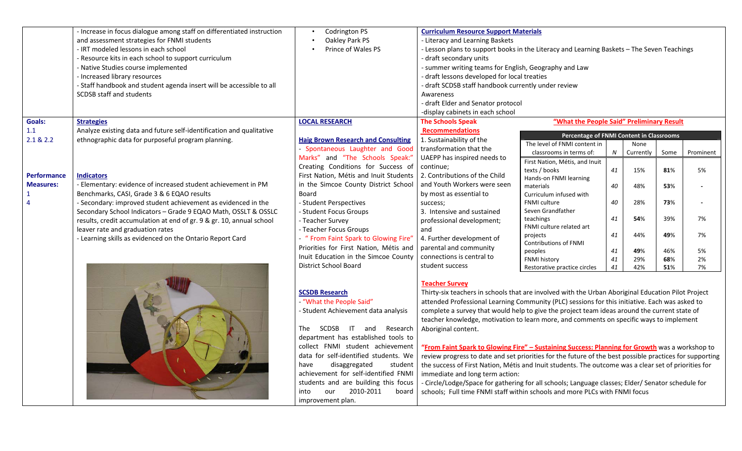- Increase in focus dialogue among staff on differentiated instruction and assessment strategies for FNMI students
- IRT modeled lessons in each school
- Resource kits in each school to support curriculum
- Native Studies course implemented
- Increased library resources
- Staff handbook and student agenda insert will be accessible to all SCDSB staff and students

- Codrington PS
- Oakley Park PS
- Prince of Wales PS

**Curriculum Resource Support Materials**

- Literacy and Learning Baskets
- Lesson plans to support books in the Literacy and Learning Baskets – The Seven Teachings
- draft secondary units
- summer writing teams for English, Geography and Law
- draft lessons developed for local treaties
- draft SCDSB staff handbook currently under review

Awareness

- draft Elder and Senator protocol
- display cabinets in each school

**Goals:**
1.1
2.1 & 2.2

**Performance Measures:**
1
4

**Strategies**

Analyze existing data and future self-identification and qualitative ethnographic data for purposeful program planning.

**Indicators**

- Elementary: evidence of increased student achievement in PM Benchmarks, CASI, Grade 3 & 6 EQAO results
- Secondary: improved student achievement as evidenced in the Secondary School Indicators – Grade 9 EQAO Math, OSSLT & OSSLC results, credit accumulation at end of gr. 9 & gr. 10, annual school leaver rate and graduation rates
- Learning skills as evidenced on the Ontario Report Card

**LOCAL RESEARCH**

**Haig Brown Research and Consulting**

- Spontaneous Laughter and Good Marks" and "The Schools Speak:" Creating Conditions for Success of First Nation, Métis and Inuit Students in the Simcoe County District School Board
- Student Perspectives
- Student Focus Groups
- Teacher Survey
- Teacher Focus Groups
- " From Faint Spark to Glowing Fire" Priorities for First Nation, Métis and Inuit Education in the Simcoe County District School Board

**SCDSB Research**

- "What the People Said"
- Student Achievement data analysis

The SCDSB IT and Research department has established tools to collect FNMI student achievement data for self-identified students. We have disaggregated student achievement for self-identified FNMI students and are building this focus into our 2010-2011 board improvement plan.

**The Schools Speak Recommendations**

1. Sustainability of the transformation that the UAEPP has inspired needs to continue;
2. Contributions of the Child and Youth Workers were seen by most as essential to success;
3. Intensive and sustained professional development; and
4. Further development of parental and community connections is central to student success

**"What the People Said" Preliminary Result**

| Percentage of FNMI Content in Classrooms | | | | |
|---|---|---|---|---|
| The level of FNMI content in classrooms in terms of: | *N* | None Currently | Some | Prominent |
| First Nation, Métis, and Inuit texts / books | *41* | 15% | **81**% | 5% |
| Hands-on FNMI learning materials | *40* | 48% | **53**% | - |
| Curriculum infused with FNMI culture | *40* | 28% | **73**% | - |
| Seven Grandfather teachings | *41* | **54**% | 39% | 7% |
| FNMI culture related art projects | *41* | 44% | **49**% | 7% |
| Contributions of FNMI peoples | *41* | **49**% | 46% | 5% |
| FNMI history | *41* | 29% | **68**% | 2% |
| Restorative practice circles | *41* | 42% | **51**% | 7% |

**Teacher Survey**

Thirty-six teachers in schools that are involved with the Urban Aboriginal Education Pilot Project attended Professional Learning Community (PLC) sessions for this initiative. Each was asked to complete a survey that would help to give the project team ideas around the current state of teacher knowledge, motivation to learn more, and comments on specific ways to implement Aboriginal content.

**"From Faint Spark to Glowing Fire" – Sustaining Success: Planning for Growth** was a workshop to review progress to date and set priorities for the future of the best possible practices for supporting the success of First Nation, Métis and Inuit students. The outcome was a clear set of priorities for immediate and long term action:

- Circle/Lodge/Space for gathering for all schools; Language classes; Elder/ Senator schedule for schools; Full time FNMI staff within schools and more PLCs with FNMI focus